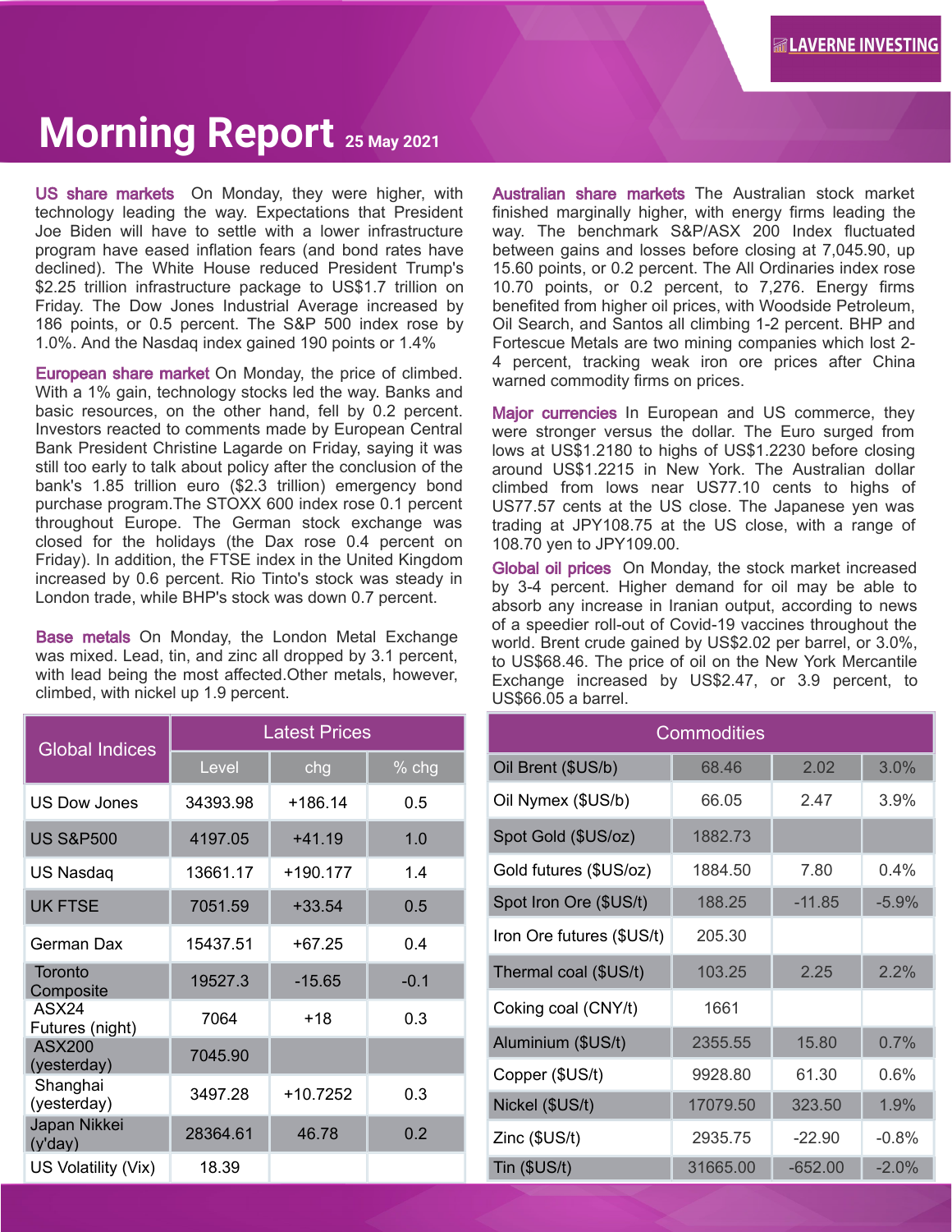LAVERNE INVESTING

# Morning Report 25 May 2021

**US share markets** On Monday, they were higher, with technology leading the way. Expectations that President Joe Biden will have to settle with a lower infrastructure program have eased inflation fears (and bond rates have declined). The White House reduced President Trump's $2.25 trillion infrastructure package to US$1.7 trillion on Friday. The Dow Jones Industrial Average increased by 186 points, or 0.5 percent. The S&P 500 index rose by 1.0%. And the Nasdaq index gained 190 points or 1.4%

**European share market** On Monday, the price of climbed. With a 1% gain, technology stocks led the way. Banks and basic resources, on the other hand, fell by 0.2 percent. Investors reacted to comments made by European Central Bank President Christine Lagarde on Friday, saying it was still too early to talk about policy after the conclusion of the bank's 1.85 trillion euro ($2.3 trillion) emergency bond purchase program.The STOXX 600 index rose 0.1 percent throughout Europe. The German stock exchange was closed for the holidays (the Dax rose 0.4 percent on Friday). In addition, the FTSE index in the United Kingdom increased by 0.6 percent. Rio Tinto's stock was steady in London trade, while BHP's stock was down 0.7 percent.

**Base metals** On Monday, the London Metal Exchange was mixed. Lead, tin, and zinc all dropped by 3.1 percent, with lead being the most affected.Other metals, however, climbed, with nickel up 1.9 percent.

**Australian share markets** The Australian stock market finished marginally higher, with energy firms leading the way. The benchmark S&P/ASX 200 Index fluctuated between gains and losses before closing at 7,045.90, up 15.60 points, or 0.2 percent. The All Ordinaries index rose 10.70 points, or 0.2 percent, to 7,276. Energy firms benefited from higher oil prices, with Woodside Petroleum, Oil Search, and Santos all climbing 1-2 percent. BHP and Fortescue Metals are two mining companies which lost 2-4 percent, tracking weak iron ore prices after China warned commodity firms on prices.

**Major currencies** In European and US commerce, they were stronger versus the dollar. The Euro surged from lows at US$1.2180 to highs of US$1.2230 before closing around US$1.2215 in New York. The Australian dollar climbed from lows near US77.10 cents to highs of US77.57 cents at the US close. The Japanese yen was trading at JPY108.75 at the US close, with a range of 108.70 yen to JPY109.00.

**Global oil prices** On Monday, the stock market increased by 3-4 percent. Higher demand for oil may be able to absorb any increase in Iranian output, according to news of a speedier roll-out of Covid-19 vaccines throughout the world. Brent crude gained by US$2.02 per barrel, or 3.0%, to US$68.46. The price of oil on the New York Mercantile Exchange increased by US$2.47, or 3.9 percent, to US$66.05 a barrel.

| Global Indices | Latest Prices | | |
|---|---|---|---|
| | Level | chg | % chg |
| US Dow Jones | 34393.98 | +186.14 | 0.5 |
| US S&P500 | 4197.05 | +41.19 | 1.0 |
| US Nasdaq | 13661.17 | +190.177 | 1.4 |
| UK FTSE | 7051.59 | +33.54 | 0.5 |
| German Dax | 15437.51 | +67.25 | 0.4 |
| Toronto Composite | 19527.3 | -15.65 | -0.1 |
| ASX24 Futures (night) | 7064 | +18 | 0.3 |
| ASX200 (yesterday) | 7045.90 | | |
| Shanghai (yesterday) | 3497.28 | +10.7252 | 0.3 |
| Japan Nikkei (y'day) | 28364.61 | 46.78 | 0.2 |
| US Volatility (Vix) | 18.39 | | |

| Commodities | | | |
|---|---|---|---|
| Oil Brent ($US/b) | 68.46 | 2.02 | 3.0% |
| Oil Nymex ($US/b) | 66.05 | 2.47 | 3.9% |
| Spot Gold ($US/oz) | 1882.73 | | |
| Gold futures ($US/oz) | 1884.50 | 7.80 | 0.4% |
| Spot Iron Ore ($US/t) | 188.25 | -11.85 | -5.9% |
| Iron Ore futures ($US/t) | 205.30 | | |
| Thermal coal ($US/t) | 103.25 | 2.25 | 2.2% |
| Coking coal (CNY/t) | 1661 | | |
| Aluminium ($US/t) | 2355.55 | 15.80 | 0.7% |
| Copper ($US/t) | 9928.80 | 61.30 | 0.6% |
| Nickel ($US/t) | 17079.50 | 323.50 | 1.9% |
| Zinc ($US/t) | 2935.75 | -22.90 | -0.8% |
| Tin ($US/t) | 31665.00 | -652.00 | -2.0% |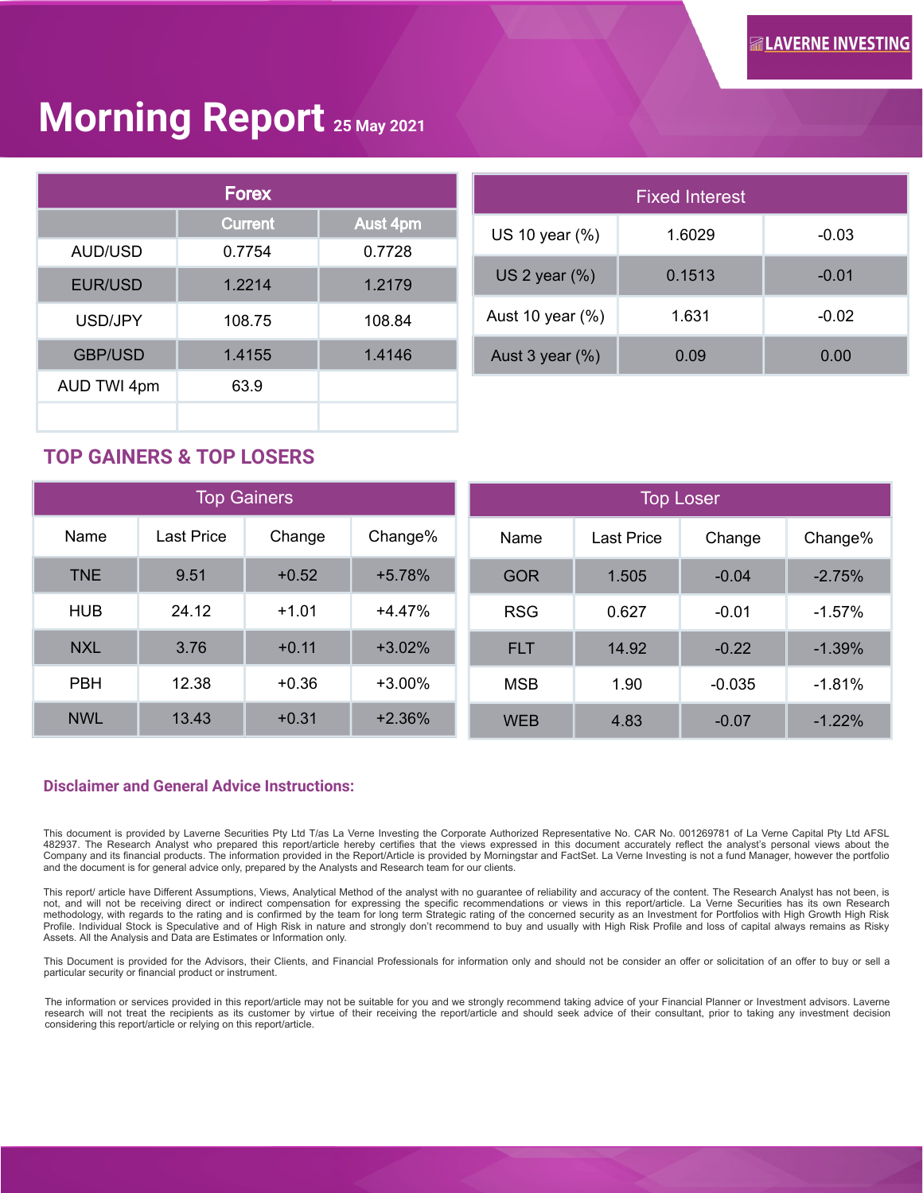# Morning Report 25 May 2021

LAVERNE INVESTING

| Forex | | |
|---|---|---|
| | Current | Aust 4pm |
| AUD/USD | 0.7754 | 0.7728 |
| EUR/USD | 1.2214 | 1.2179 |
| USD/JPY | 108.75 | 108.84 |
| GBP/USD | 1.4155 | 1.4146 |
| AUD TWI 4pm | 63.9 | |
| | | |

| Fixed Interest | | |
|---|---|---|
| US 10 year (%) | 1.6029 | -0.03 |
| US 2 year (%) | 0.1513 | -0.01 |
| Aust 10 year (%) | 1.631 | -0.02 |
| Aust 3 year (%) | 0.09 | 0.00 |

## TOP GAINERS & TOP LOSERS

| Top Gainers | | | |
|---|---|---|---|
| Name | Last Price | Change | Change% |
| TNE | 9.51 | +0.52 | +5.78% |
| HUB | 24.12 | +1.01 | +4.47% |
| NXL | 3.76 | +0.11 | +3.02% |
| PBH | 12.38 | +0.36 | +3.00% |
| NWL | 13.43 | +0.31 | +2.36% |

| Top Loser | | | |
|---|---|---|---|
| Name | Last Price | Change | Change% |
| GOR | 1.505 | -0.04 | -2.75% |
| RSG | 0.627 | -0.01 | -1.57% |
| FLT | 14.92 | -0.22 | -1.39% |
| MSB | 1.90 | -0.035 | -1.81% |
| WEB | 4.83 | -0.07 | -1.22% |

### Disclaimer and General Advice Instructions:

This document is provided by Laverne Securities Pty Ltd T/as La Verne Investing the Corporate Authorized Representative No. CAR No. 001269781 of La Verne Capital Pty Ltd AFSL 482937. The Research Analyst who prepared this report/article hereby certifies that the views expressed in this document accurately reflect the analyst's personal views about the Company and its financial products. The information provided in the Report/Article is provided by Morningstar and FactSet. La Verne Investing is not a fund Manager, however the portfolio and the document is for general advice only, prepared by the Analysts and Research team for our clients.

This report/ article have Different Assumptions, Views, Analytical Method of the analyst with no guarantee of reliability and accuracy of the content. The Research Analyst has not been, is not, and will not be receiving direct or indirect compensation for expressing the specific recommendations or views in this report/article. La Verne Securities has its own Research methodology, with regards to the rating and is confirmed by the team for long term Strategic rating of the concerned security as an Investment for Portfolios with High Growth High Risk Profile. Individual Stock is Speculative and of High Risk in nature and strongly don't recommend to buy and usually with High Risk Profile and loss of capital always remains as Risky Assets. All the Analysis and Data are Estimates or Information only.

This Document is provided for the Advisors, their Clients, and Financial Professionals for information only and should not be consider an offer or solicitation of an offer to buy or sell a particular security or financial product or instrument.

The information or services provided in this report/article may not be suitable for you and we strongly recommend taking advice of your Financial Planner or Investment advisors. Laverne research will not treat the recipients as its customer by virtue of their receiving the report/article and should seek advice of their consultant, prior to taking any investment decision considering this report/article or relying on this report/article.